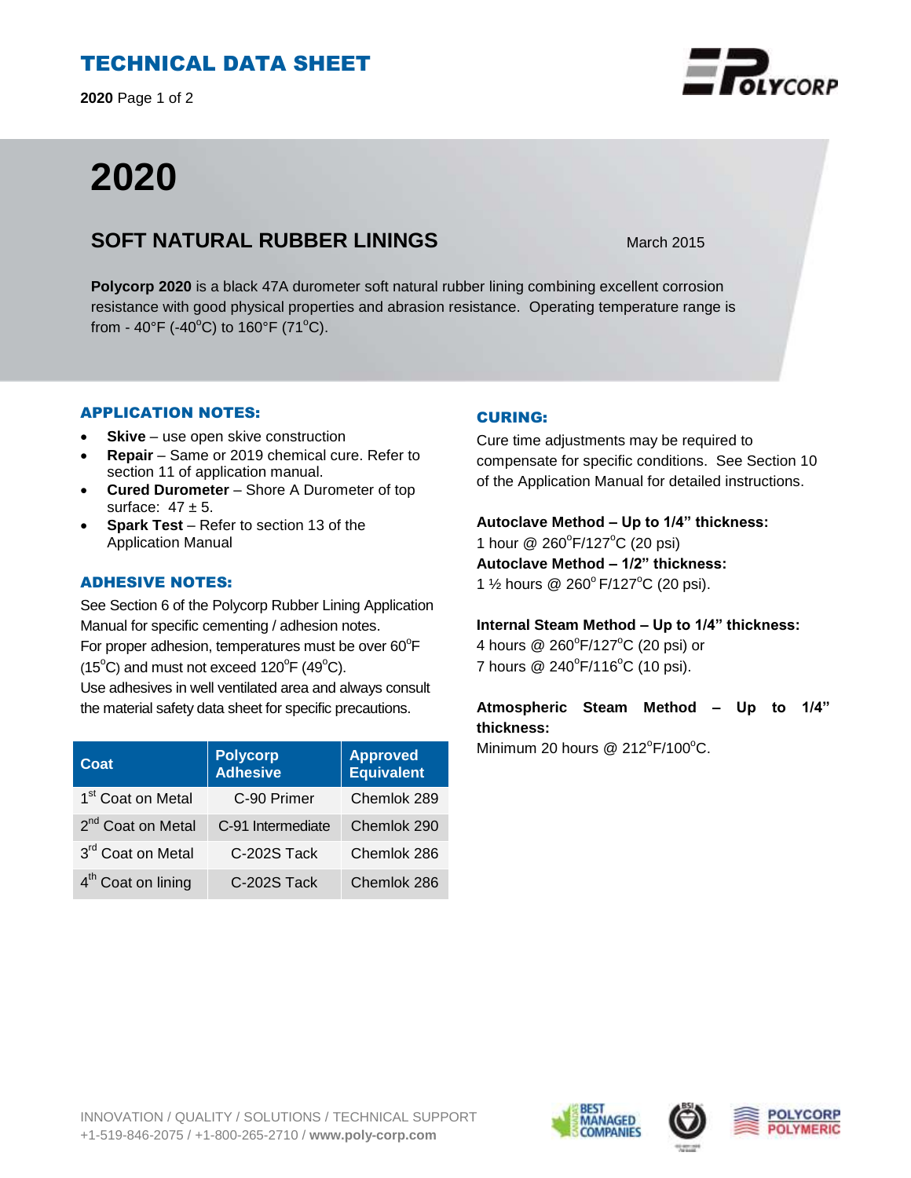# TECHNICAL DATA SHEET

# 2020

## SOFT NATURAL RUBBER LININGS

March 2015

**Polycorp 2020** is a black 47A durometer soft natural rubber lining combining excellent corrosion resistance with good physical properties and abrasion resistance. Operating temperature range is from - 40°F (-40°C) to 160°F (71°C).

### APPLICATION NOTES:

- **Skive** – use open skive construction
- **Repair** – Same or 2019 chemical cure. Refer to section 11 of application manual.
- **Cured Durometer** – Shore A Durometer of top surface: 47 ± 5.
- **Spark Test** – Refer to section 13 of the Application Manual

### ADHESIVE NOTES:

See Section 6 of the Polycorp Rubber Lining Application Manual for specific cementing / adhesion notes.
For proper adhesion, temperatures must be over 60°F (15°C) and must not exceed 120°F (49°C).
Use adhesives in well ventilated area and always consult the material safety data sheet for specific precautions.

| Coat | Polycorp Adhesive | Approved Equivalent |
|---|---|---|
| 1st Coat on Metal | C-90 Primer | Chemlok 289 |
| 2nd Coat on Metal | C-91 Intermediate | Chemlok 290 |
| 3rd Coat on Metal | C-202S Tack | Chemlok 286 |
| 4th Coat on lining | C-202S Tack | Chemlok 286 |

### CURING:

Cure time adjustments may be required to compensate for specific conditions. See Section 10 of the Application Manual for detailed instructions.

**Autoclave Method – Up to 1/4" thickness:**
1 hour @ 260°F/127°C (20 psi)
**Autoclave Method – 1/2" thickness:**
1 ½ hours @ 260° F/127°C (20 psi).

**Internal Steam Method – Up to 1/4" thickness:**
4 hours @ 260°F/127°C (20 psi) or
7 hours @ 240°F/116°C (10 psi).

**Atmospheric Steam Method – Up to 1/4" thickness:**
Minimum 20 hours @ 212°F/100°C.

INNOVATION / QUALITY / SOLUTIONS / TECHNICAL SUPPORT
+1-519-846-2075 / +1-800-265-2710 / **www.poly-corp.com**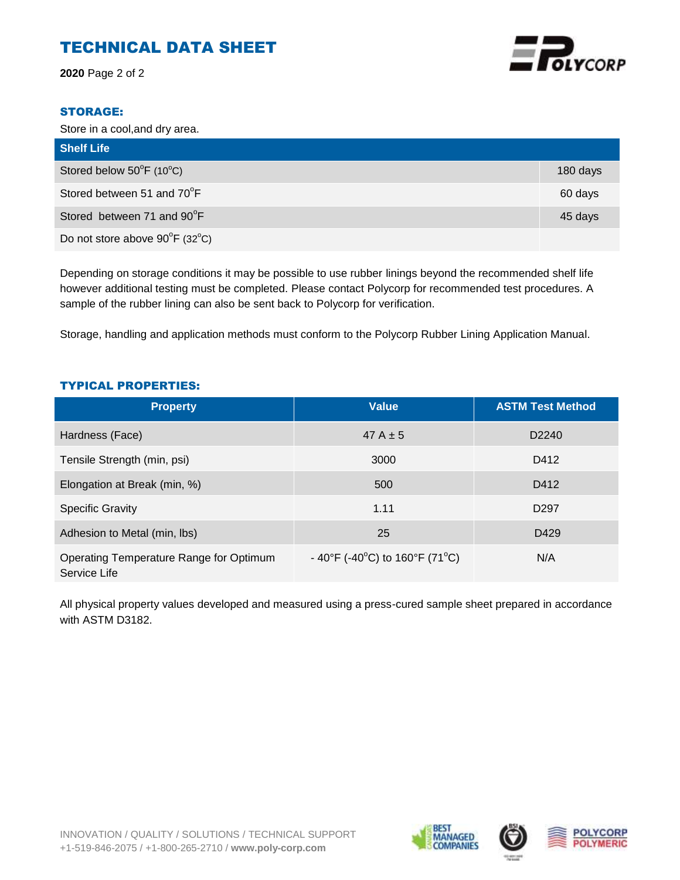## STORAGE:

Store in a cool,and dry area.

| Shelf Life | |
|---|---|
| Stored below 50°F (10°C) | 180 days |
| Stored between 51 and 70°F | 60 days |
| Stored between 71 and 90°F | 45 days |
| Do not store above 90°F (32°C) | |

Depending on storage conditions it may be possible to use rubber linings beyond the recommended shelf life however additional testing must be completed. Please contact Polycorp for recommended test procedures. A sample of the rubber lining can also be sent back to Polycorp for verification.

Storage, handling and application methods must conform to the Polycorp Rubber Lining Application Manual.

## TYPICAL PROPERTIES:

| Property | Value | ASTM Test Method |
|---|---|---|
| Hardness (Face) | 47 A ± 5 | D2240 |
| Tensile Strength (min, psi) | 3000 | D412 |
| Elongation at Break (min, %) | 500 | D412 |
| Specific Gravity | 1.11 | D297 |
| Adhesion to Metal (min, lbs) | 25 | D429 |
| Operating Temperature Range for Optimum Service Life | - 40°F (-40°C) to 160°F (71°C) | N/A |

All physical property values developed and measured using a press-cured sample sheet prepared in accordance with ASTM D3182.